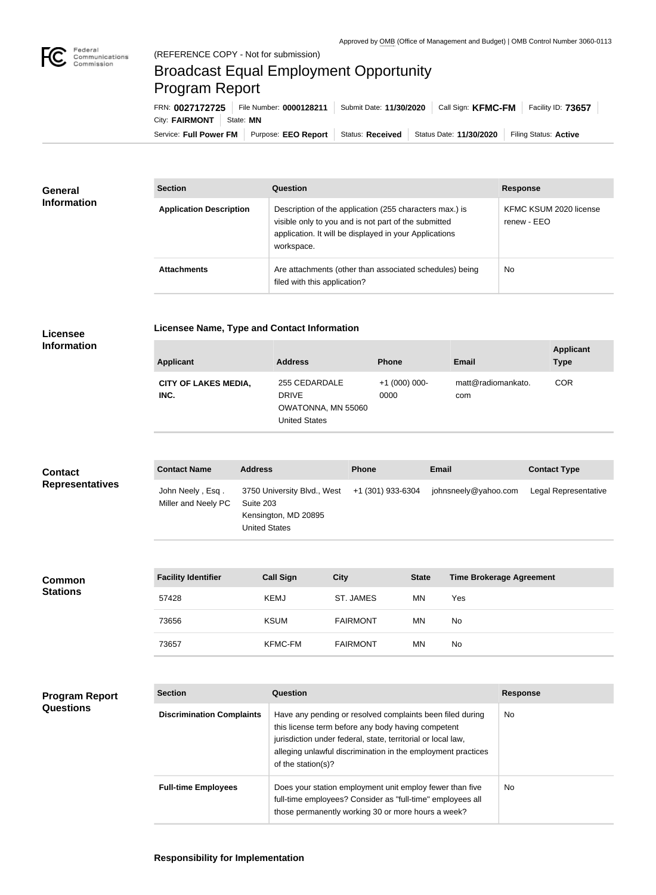Approved by OMB (Office of Management and Budget) | OMB Control Number 3060-0113

(REFERENCE COPY - Not for submission)

# Broadcast Equal Employment Opportunity Program Report

FRN: **0027172725** | File Number: **0000128211** | Submit Date: **11/30/2020** | Call Sign: **KFMC-FM** | Facility ID: **73657** | City: **FAIRMONT** | State: **MN**

Service: **Full Power FM** | Purpose: **EEO Report** | Status: **Received** | Status Date: **11/30/2020** | Filing Status: **Active**

## General Information

| Section | Question | Response |
| --- | --- | --- |
| **Application Description** | Description of the application (255 characters max.) is visible only to you and is not part of the submitted application. It will be displayed in your Applications workspace. | KFMC KSUM 2020 license renew - EEO |
| **Attachments** | Are attachments (other than associated schedules) being filed with this application? | No |

## Licensee Information

### Licensee Name, Type and Contact Information

| Applicant | Address | Phone | Email | Applicant Type |
| --- | --- | --- | --- | --- |
| **CITY OF LAKES MEDIA, INC.** | 255 CEDARDALE DRIVE<br>OWATONNA, MN 55060<br>United States | +1 (000) 000-0000 | matt@radiomankato.com | COR |

## Contact Representatives

| Contact Name | Address | Phone | Email | Contact Type |
| --- | --- | --- | --- | --- |
| John Neely , Esq .<br>Miller and Neely PC | 3750 University Blvd., West Suite 203<br>Kensington, MD 20895<br>United States | +1 (301) 933-6304 | johnsneely@yahoo.com | Legal Representative |

## Common Stations

| Facility Identifier | Call Sign | City | State | Time Brokerage Agreement |
| --- | --- | --- | --- | --- |
| 57428 | KEMJ | ST. JAMES | MN | Yes |
| 73656 | KSUM | FAIRMONT | MN | No |
| 73657 | KFMC-FM | FAIRMONT | MN | No |

## Program Report Questions

| Section | Question | Response |
| --- | --- | --- |
| **Discrimination Complaints** | Have any pending or resolved complaints been filed during this license term before any body having competent jurisdiction under federal, state, territorial or local law, alleging unlawful discrimination in the employment practices of the station(s)? | No |
| **Full-time Employees** | Does your station employment unit employ fewer than five full-time employees? Consider as "full-time" employees all those permanently working 30 or more hours a week? | No |

### Responsibility for Implementation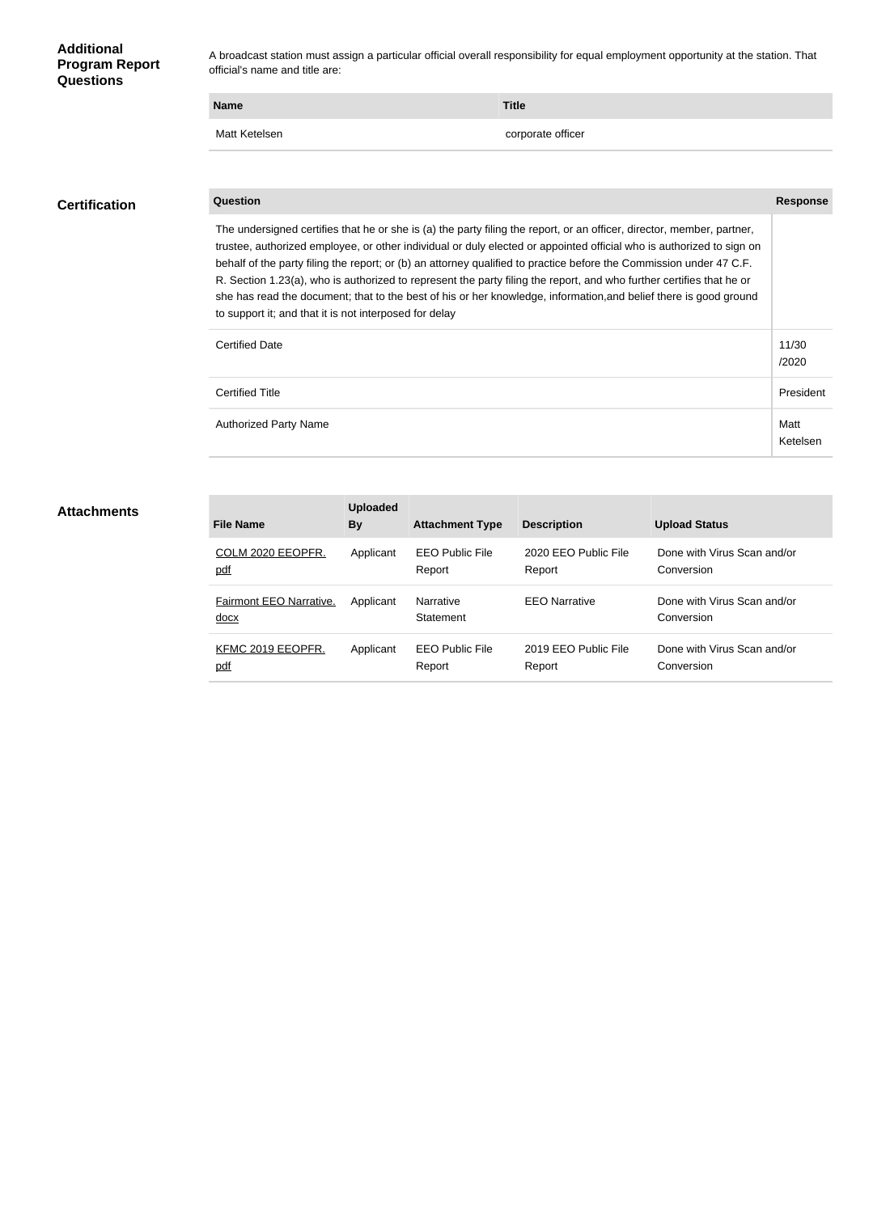## Additional Program Report Questions

A broadcast station must assign a particular official overall responsibility for equal employment opportunity at the station. That official's name and title are:

| Name | Title |
|---|---|
| Matt Ketelsen | corporate officer |

## Certification

| Question | Response |
|---|---|
| The undersigned certifies that he or she is (a) the party filing the report, or an officer, director, member, partner, trustee, authorized employee, or other individual or duly elected or appointed official who is authorized to sign on behalf of the party filing the report; or (b) an attorney qualified to practice before the Commission under 47 C.F. R. Section 1.23(a), who is authorized to represent the party filing the report, and who further certifies that he or she has read the document; that to the best of his or her knowledge, information,and belief there is good ground to support it; and that it is not interposed for delay | |
| Certified Date | 11/30 /2020 |
| Certified Title | President |
| Authorized Party Name | Matt Ketelsen |

## Attachments

| File Name | Uploaded By | Attachment Type | Description | Upload Status |
|---|---|---|---|---|
| COLM 2020 EEOPFR.pdf | Applicant | EEO Public File Report | 2020 EEO Public File Report | Done with Virus Scan and/or Conversion |
| Fairmont EEO Narrative.docx | Applicant | Narrative Statement | EEO Narrative | Done with Virus Scan and/or Conversion |
| KFMC 2019 EEOPFR.pdf | Applicant | EEO Public File Report | 2019 EEO Public File Report | Done with Virus Scan and/or Conversion |